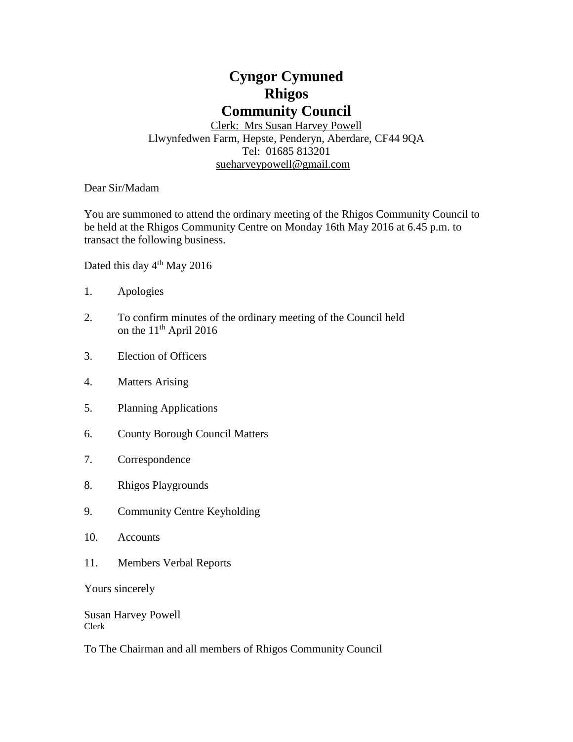# Cyngor Cymuned
# Rhigos
# Community Council

Clerk: Mrs Susan Harvey Powell
Llwynfedwen Farm, Hepste, Penderyn, Aberdare, CF44 9QA
Tel: 01685 813201
sueharveypowell@gmail.com

Dear Sir/Madam

You are summoned to attend the ordinary meeting of the Rhigos Community Council to be held at the Rhigos Community Centre on Monday 16th May 2016 at 6.45 p.m. to transact the following business.

Dated this day 4th May 2016

1. Apologies
2. To confirm minutes of the ordinary meeting of the Council held on the 11th April 2016
3. Election of Officers
4. Matters Arising
5. Planning Applications
6. County Borough Council Matters
7. Correspondence
8. Rhigos Playgrounds
9. Community Centre Keyholding
10. Accounts
11. Members Verbal Reports

Yours sincerely

Susan Harvey Powell
Clerk

To The Chairman and all members of Rhigos Community Council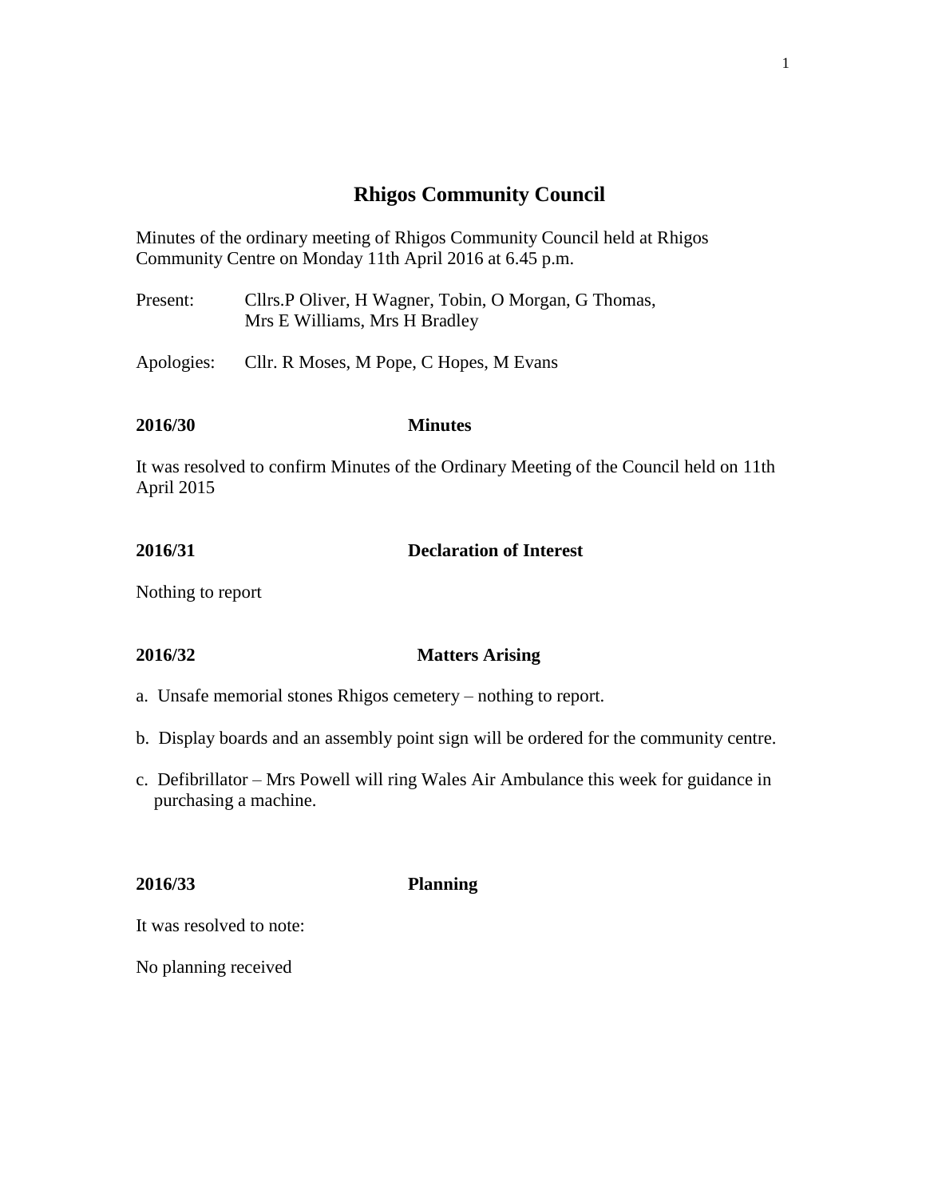# Rhigos Community Council

Minutes of the ordinary meeting of Rhigos Community Council held at Rhigos Community Centre on Monday 11th April 2016 at 6.45 p.m.

Present: Cllrs.P Oliver, H Wagner, Tobin, O Morgan, G Thomas, Mrs E Williams, Mrs H Bradley

Apologies: Cllr. R Moses, M Pope, C Hopes, M Evans

**2016/30 Minutes**

It was resolved to confirm Minutes of the Ordinary Meeting of the Council held on 11th April 2015

**2016/31 Declaration of Interest**

Nothing to report

**2016/32 Matters Arising**

a. Unsafe memorial stones Rhigos cemetery – nothing to report.

b. Display boards and an assembly point sign will be ordered for the community centre.

c. Defibrillator – Mrs Powell will ring Wales Air Ambulance this week for guidance in purchasing a machine.

**2016/33 Planning**

It was resolved to note:

No planning received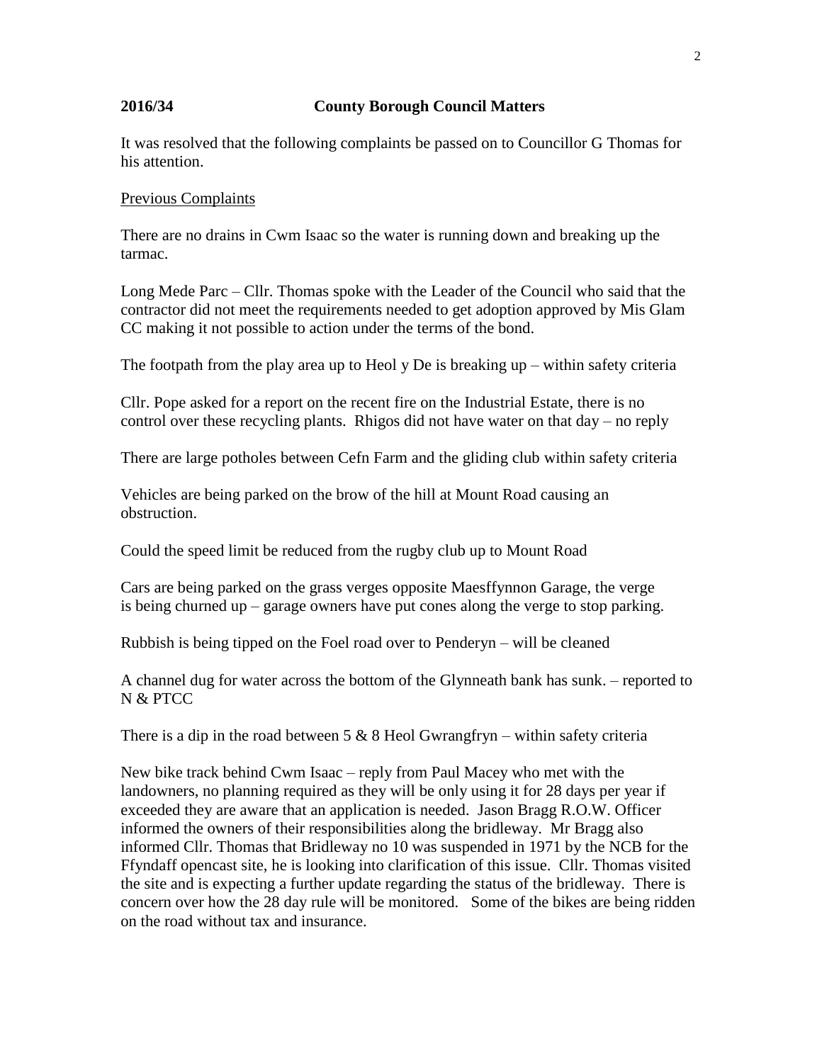**2016/34 County Borough Council Matters**

It was resolved that the following complaints be passed on to Councillor G Thomas for his attention.

Previous Complaints

There are no drains in Cwm Isaac so the water is running down and breaking up the tarmac.

Long Mede Parc – Cllr. Thomas spoke with the Leader of the Council who said that the contractor did not meet the requirements needed to get adoption approved by Mis Glam CC making it not possible to action under the terms of the bond.

The footpath from the play area up to Heol y De is breaking up – within safety criteria

Cllr. Pope asked for a report on the recent fire on the Industrial Estate, there is no control over these recycling plants. Rhigos did not have water on that day – no reply

There are large potholes between Cefn Farm and the gliding club within safety criteria

Vehicles are being parked on the brow of the hill at Mount Road causing an obstruction.

Could the speed limit be reduced from the rugby club up to Mount Road

Cars are being parked on the grass verges opposite Maesffynnon Garage, the verge is being churned up – garage owners have put cones along the verge to stop parking.

Rubbish is being tipped on the Foel road over to Penderyn – will be cleaned

A channel dug for water across the bottom of the Glynneath bank has sunk. – reported to N & PTCC

There is a dip in the road between 5 & 8 Heol Gwrangfryn – within safety criteria

New bike track behind Cwm Isaac – reply from Paul Macey who met with the landowners, no planning required as they will be only using it for 28 days per year if exceeded they are aware that an application is needed. Jason Bragg R.O.W. Officer informed the owners of their responsibilities along the bridleway. Mr Bragg also informed Cllr. Thomas that Bridleway no 10 was suspended in 1971 by the NCB for the Ffyndaff opencast site, he is looking into clarification of this issue. Cllr. Thomas visited the site and is expecting a further update regarding the status of the bridleway. There is concern over how the 28 day rule will be monitored. Some of the bikes are being ridden on the road without tax and insurance.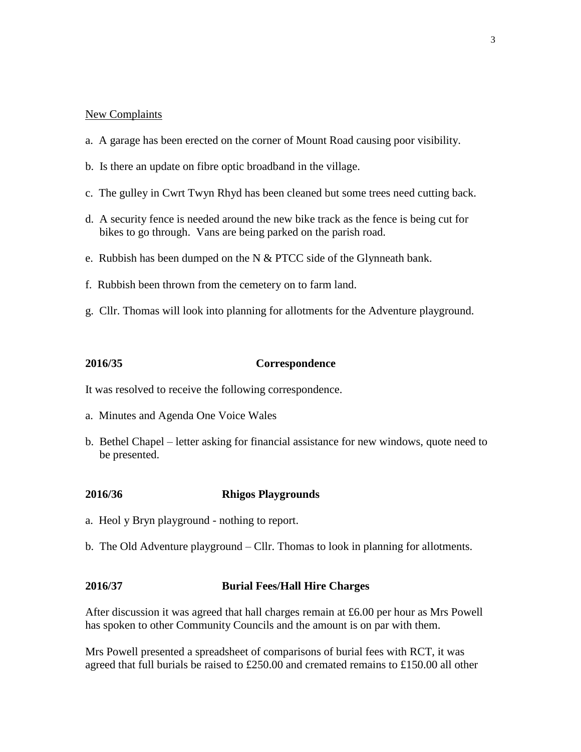New Complaints

a. A garage has been erected on the corner of Mount Road causing poor visibility.

b. Is there an update on fibre optic broadband in the village.

c. The gulley in Cwrt Twyn Rhyd has been cleaned but some trees need cutting back.

d. A security fence is needed around the new bike track as the fence is being cut for bikes to go through. Vans are being parked on the parish road.

e. Rubbish has been dumped on the N & PTCC side of the Glynneath bank.

f. Rubbish been thrown from the cemetery on to farm land.

g. Cllr. Thomas will look into planning for allotments for the Adventure playground.

**2016/35 Correspondence**

It was resolved to receive the following correspondence.

a. Minutes and Agenda One Voice Wales

b. Bethel Chapel – letter asking for financial assistance for new windows, quote need to be presented.

**2016/36 Rhigos Playgrounds**

a. Heol y Bryn playground - nothing to report.

b. The Old Adventure playground – Cllr. Thomas to look in planning for allotments.

**2016/37 Burial Fees/Hall Hire Charges**

After discussion it was agreed that hall charges remain at £6.00 per hour as Mrs Powell has spoken to other Community Councils and the amount is on par with them.

Mrs Powell presented a spreadsheet of comparisons of burial fees with RCT, it was agreed that full burials be raised to £250.00 and cremated remains to £150.00 all other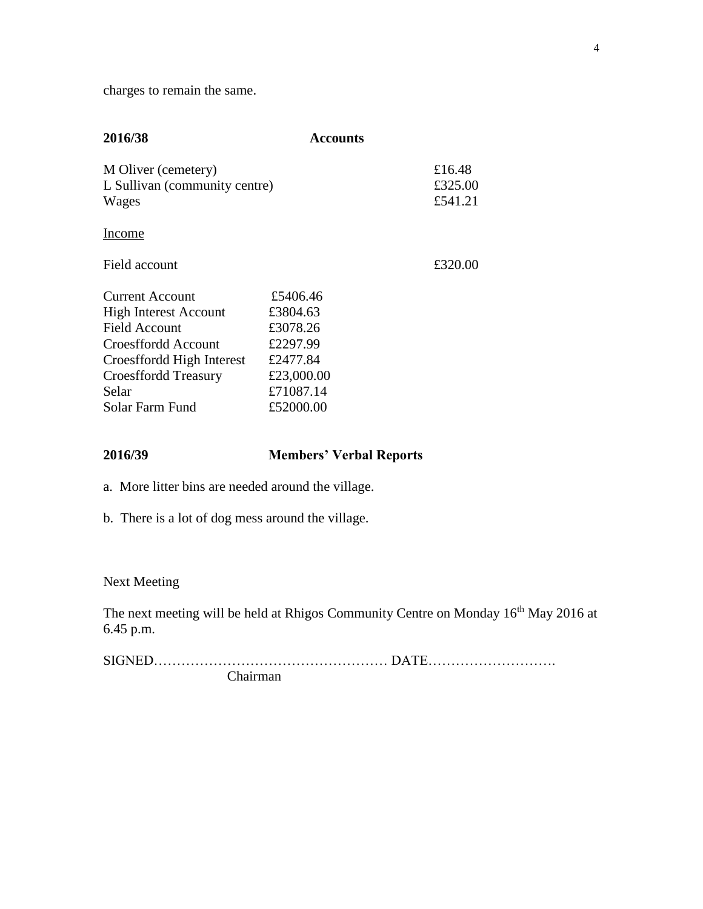charges to remain the same.

**2016/38 Accounts**

| | |
|---|---|
| M Oliver (cemetery) | £16.48 |
| L Sullivan (community centre) | £325.00 |
| Wages | £541.21 |

Income

| | |
|---|---|
| Field account | £320.00 |

| | |
|---|---|
| Current Account | £5406.46 |
| High Interest Account | £3804.63 |
| Field Account | £3078.26 |
| Croesffordd Account | £2297.99 |
| Croesffordd High Interest | £2477.84 |
| Croesffordd Treasury | £23,000.00 |
| Selar | £71087.14 |
| Solar Farm Fund | £52000.00 |

**2016/39 Members' Verbal Reports**

a. More litter bins are needed around the village.

b. There is a lot of dog mess around the village.

Next Meeting

The next meeting will be held at Rhigos Community Centre on Monday 16th May 2016 at 6.45 p.m.

SIGNED…………………………………………… DATE……………………….
Chairman